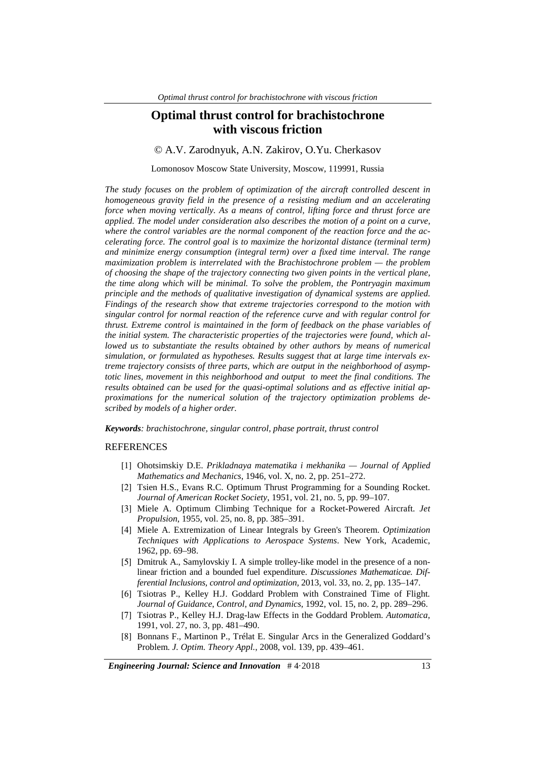# Optimal thrust control for brachistochrone with viscous friction

© A.V. Zarodnyuk, A.N. Zakirov, O.Yu. Cherkasov

Lomonosov Moscow State University, Moscow, 119991, Russia

*The study focuses on the problem of optimization of the aircraft controlled descent in homogeneous gravity field in the presence of a resisting medium and an accelerating force when moving vertically. As a means of control, lifting force and thrust force are applied. The model under consideration also describes the motion of a point on a curve, where the control variables are the normal component of the reaction force and the accelerating force. The control goal is to maximize the horizontal distance (terminal term) and minimize energy consumption (integral term) over a fixed time interval. The range maximization problem is interrelated with the Brachistochrone problem — the problem of choosing the shape of the trajectory connecting two given points in the vertical plane, the time along which will be minimal. To solve the problem, the Pontryagin maximum principle and the methods of qualitative investigation of dynamical systems are applied. Findings of the research show that extreme trajectories correspond to the motion with singular control for normal reaction of the reference curve and with regular control for thrust. Extreme control is maintained in the form of feedback on the phase variables of the initial system. The characteristic properties of the trajectories were found, which allowed us to substantiate the results obtained by other authors by means of numerical simulation, or formulated as hypotheses. Results suggest that at large time intervals extreme trajectory consists of three parts, which are output in the neighborhood of asymptotic lines, movement in this neighborhood and output to meet the final conditions. The results obtained can be used for the quasi-optimal solutions and as effective initial approximations for the numerical solution of the trajectory optimization problems described by models of a higher order.*

***Keywords**: brachistochrone, singular control, phase portrait, thrust control*

## REFERENCES

[1] Ohotsimskiy D.E. *Prikladnaya matematika i mekhanika — Journal of Applied Mathematics and Mechanics*, 1946, vol. X, no. 2, pp. 251–272.

[2] Tsien H.S., Evans R.C. Optimum Thrust Programming for a Sounding Rocket. *Journal of American Rocket Society*, 1951, vol. 21, no. 5, pp. 99–107.

[3] Miele A. Optimum Climbing Technique for a Rocket-Powered Aircraft. *Jet Propulsion*, 1955, vol. 25, no. 8, pp. 385–391.

[4] Miele A. Extremization of Linear Integrals by Green's Theorem. *Optimization Techniques with Applications to Aerospace Systems*. New York, Academic, 1962, pp. 69–98.

[5] Dmitruk A., Samylovskiy I. A simple trolley-like model in the presence of a nonlinear friction and a bounded fuel expenditure. *Discussiones Mathematicae. Differential Inclusions, control and optimization,* 2013, vol. 33, no. 2, pp. 135–147.

[6] Tsiotras P., Kelley H.J. Goddard Problem with Constrained Time of Flight. *Journal of Guidance, Control, and Dynamics*, 1992, vol. 15, no. 2, pp. 289–296.

[7] Tsiotras P., Kelley H.J. Drag-law Effects in the Goddard Problem. *Automatica*, 1991, vol. 27, no. 3, pp. 481–490.

[8] Bonnans F., Martinon P., Trélat E. Singular Arcs in the Generalized Goddard's Problem. *J. Optim. Theory Appl.*, 2008, vol. 139, pp. 439–461.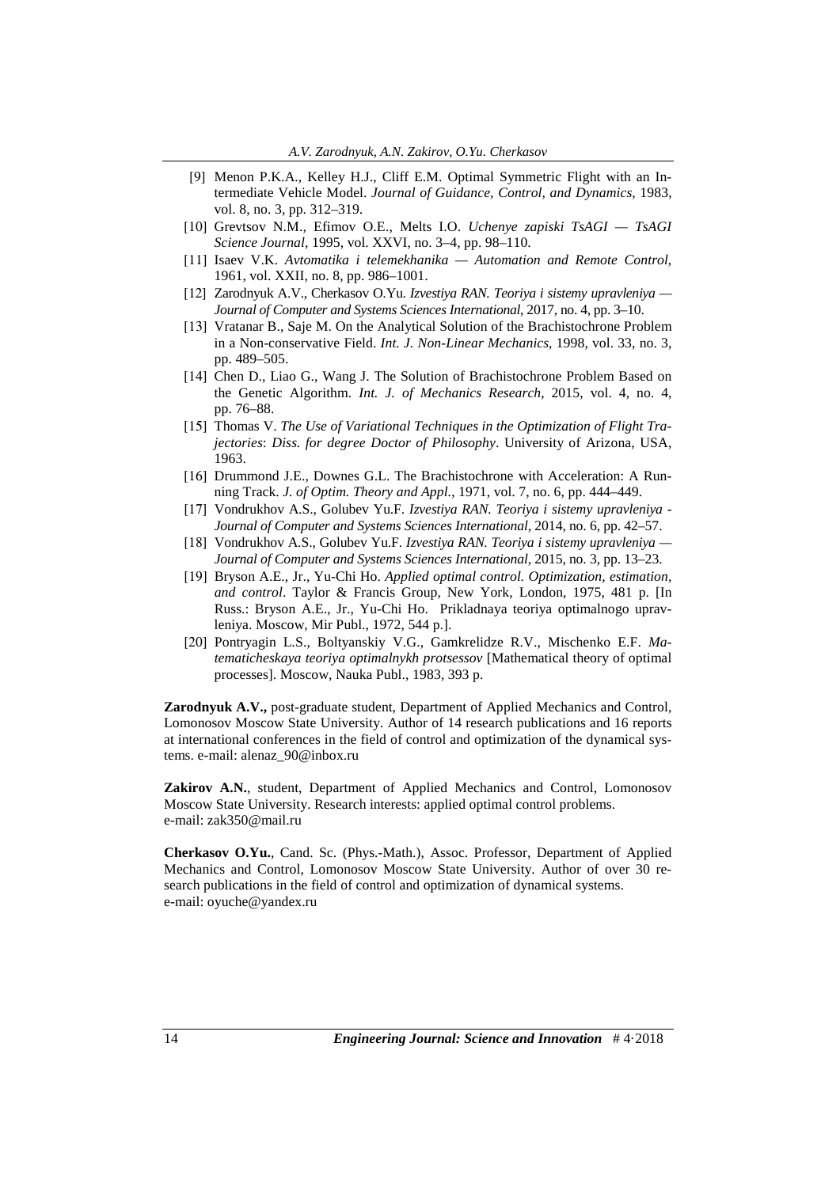[9] Menon P.K.A., Kelley H.J., Cliff E.M. Optimal Symmetric Flight with an Intermediate Vehicle Model. *Journal of Guidance, Control, and Dynamics*, 1983, vol. 8, no. 3, pp. 312–319.

[10] Grevtsov N.M., Efimov O.E., Melts I.O. *Uchenye zapiski TsAGI — TsAGI Science Journal*, 1995, vol. XXVI, no. 3–4, pp. 98–110.

[11] Isaev V.K. *Avtomatika i telemekhanika — Automation and Remote Control*, 1961, vol. XXII, no. 8, pp. 986–1001.

[12] Zarodnyuk A.V., Cherkasov O.Yu. *Izvestiya RAN. Teoriya i sistemy upravleniya — Journal of Computer and Systems Sciences International*, 2017, no. 4, pp. 3–10.

[13] Vratanar B., Saje M. On the Analytical Solution of the Brachistochrone Problem in a Non-conservative Field. *Int. J. Non-Linear Mechanics*, 1998, vol. 33, no. 3, pp. 489–505.

[14] Chen D., Liao G., Wang J. The Solution of Brachistochrone Problem Based on the Genetic Algorithm. *Int. J. of Mechanics Research*, 2015, vol. 4, no. 4, pp. 76–88.

[15] Thomas V. *The Use of Variational Techniques in the Optimization of Flight Trajectories*: *Diss. for degree Doctor of Philosophy*. University of Arizona, USA, 1963.

[16] Drummond J.E., Downes G.L. The Brachistochrone with Acceleration: A Running Track. *J. of Optim. Theory and Appl.*, 1971, vol. 7, no. 6, pp. 444–449.

[17] Vondrukhov A.S., Golubev Yu.F. *Izvestiya RAN. Teoriya i sistemy upravleniya - Journal of Computer and Systems Sciences International*, 2014, no. 6, pp. 42–57.

[18] Vondrukhov A.S., Golubev Yu.F. *Izvestiya RAN. Teoriya i sistemy upravleniya — Journal of Computer and Systems Sciences International*, 2015, no. 3, pp. 13–23.

[19] Bryson A.E., Jr., Yu-Chi Ho. *Applied optimal control. Optimization, estimation, and control*. Taylor & Francis Group, New York, London, 1975, 481 p. [In Russ.: Bryson A.E., Jr., Yu-Chi Ho. Prikladnaya teoriya optimalnogo upravleniya. Moscow, Mir Publ., 1972, 544 p.].

[20] Pontryagin L.S., Boltyanskiy V.G., Gamkrelidze R.V., Mischenko E.F. *Matematicheskaya teoriya optimalnykh protsessov* [Mathematical theory of optimal processes]. Moscow, Nauka Publ., 1983, 393 p.

**Zarodnyuk A.V.,** post-graduate student, Department of Applied Mechanics and Control, Lomonosov Moscow State University. Author of 14 research publications and 16 reports at international conferences in the field of control and optimization of the dynamical systems. e-mail: alenaz_90@inbox.ru

**Zakirov A.N.**, student, Department of Applied Mechanics and Control, Lomonosov Moscow State University. Research interests: applied optimal control problems.
e-mail: zak350@mail.ru

**Cherkasov O.Yu.**, Cand. Sc. (Phys.-Math.), Assoc. Professor, Department of Applied Mechanics and Control, Lomonosov Moscow State University. Author of over 30 research publications in the field of control and optimization of dynamical systems.
e-mail: oyuche@yandex.ru